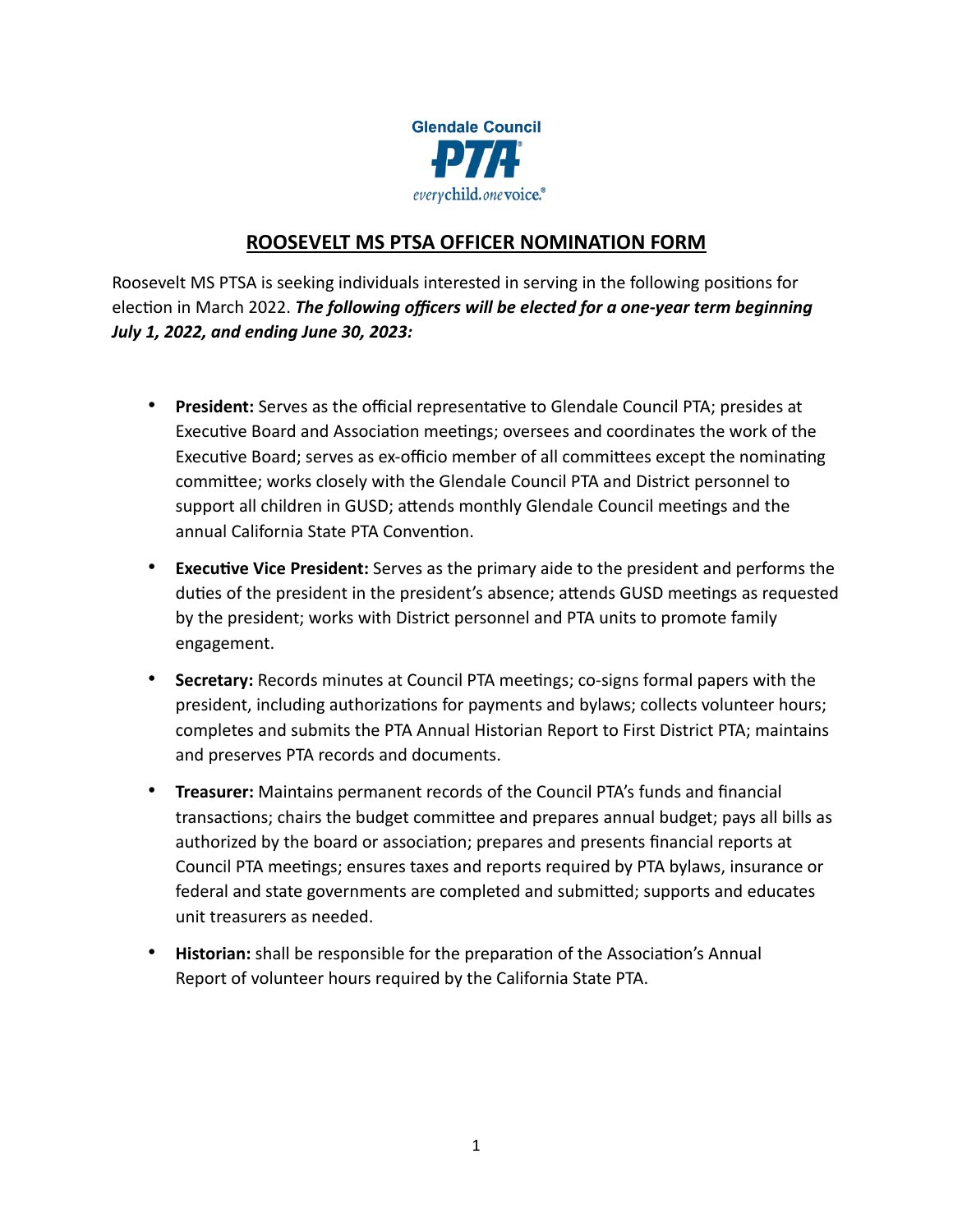Glendale Council

PTA

every child. one voice.

## ROOSEVELT MS PTSA OFFICER NOMINATION FORM

Roosevelt MS PTSA is seeking individuals interested in serving in the following positions for election in March 2022. ***The following officers will be elected for a one-year term beginning July 1, 2022, and ending June 30, 2023:***

- **President:** Serves as the official representative to Glendale Council PTA; presides at Executive Board and Association meetings; oversees and coordinates the work of the Executive Board; serves as ex-officio member of all committees except the nominating committee; works closely with the Glendale Council PTA and District personnel to support all children in GUSD; attends monthly Glendale Council meetings and the annual California State PTA Convention.
- **Executive Vice President:** Serves as the primary aide to the president and performs the duties of the president in the president's absence; attends GUSD meetings as requested by the president; works with District personnel and PTA units to promote family engagement.
- **Secretary:** Records minutes at Council PTA meetings; co-signs formal papers with the president, including authorizations for payments and bylaws; collects volunteer hours; completes and submits the PTA Annual Historian Report to First District PTA; maintains and preserves PTA records and documents.
- **Treasurer:** Maintains permanent records of the Council PTA's funds and financial transactions; chairs the budget committee and prepares annual budget; pays all bills as authorized by the board or association; prepares and presents financial reports at Council PTA meetings; ensures taxes and reports required by PTA bylaws, insurance or federal and state governments are completed and submitted; supports and educates unit treasurers as needed.
- **Historian:** shall be responsible for the preparation of the Association's Annual Report of volunteer hours required by the California State PTA.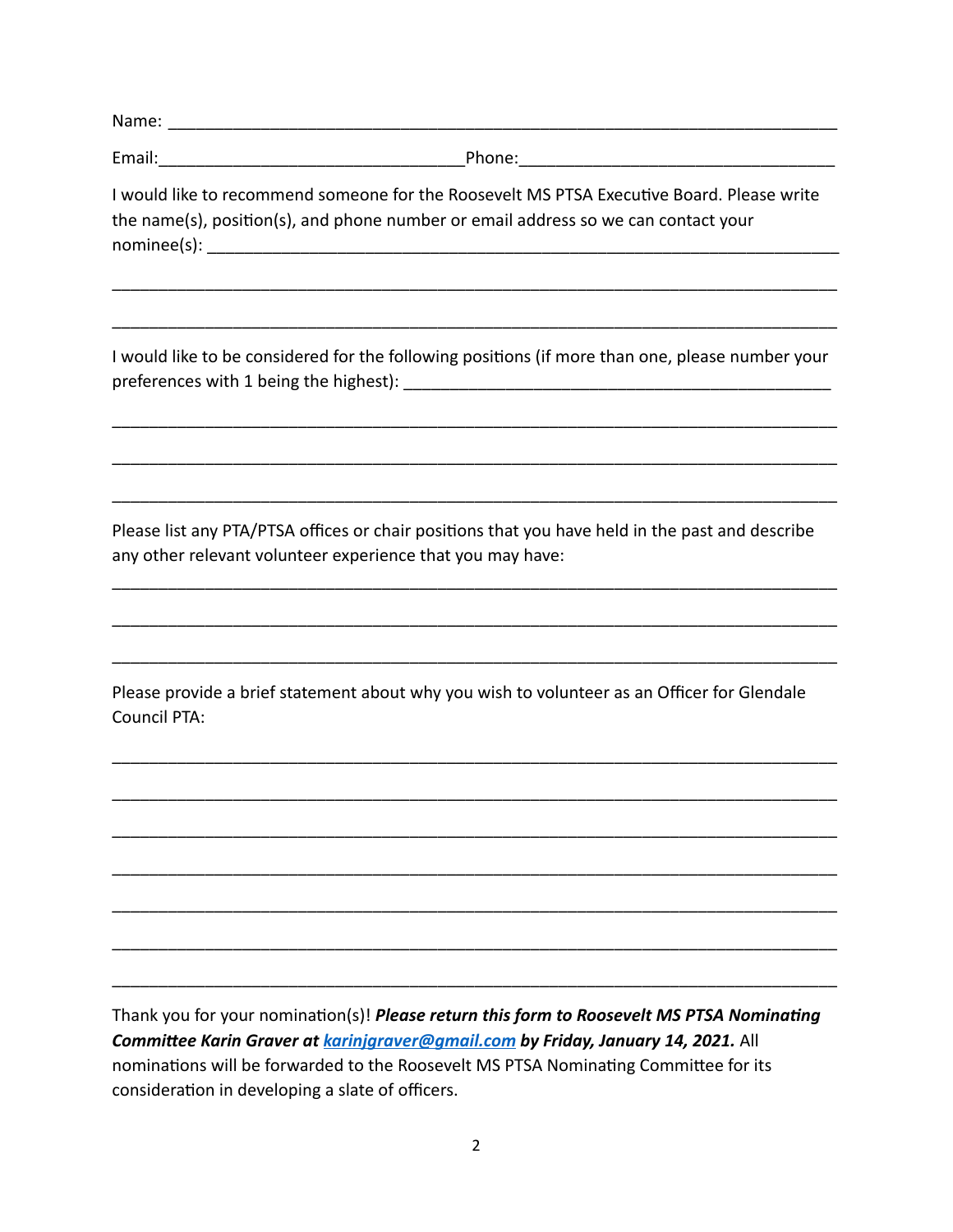Name: ___________________________________________________________________________

Email:_________________________________Phone:_________________________________

I would like to recommend someone for the Roosevelt MS PTSA Executive Board. Please write the name(s), position(s), and phone number or email address so we can contact your nominee(s): ___________________________________________________________________

___________________________________________________________________________

___________________________________________________________________________

I would like to be considered for the following positions (if more than one, please number your preferences with 1 being the highest): _______________________________________________

___________________________________________________________________________

___________________________________________________________________________

___________________________________________________________________________

Please list any PTA/PTSA offices or chair positions that you have held in the past and describe any other relevant volunteer experience that you may have:

___________________________________________________________________________

___________________________________________________________________________

___________________________________________________________________________

Please provide a brief statement about why you wish to volunteer as an Officer for Glendale Council PTA:

___________________________________________________________________________

___________________________________________________________________________

___________________________________________________________________________

___________________________________________________________________________

___________________________________________________________________________

___________________________________________________________________________

___________________________________________________________________________

Thank you for your nomination(s)! ***Please return this form to Roosevelt MS PTSA Nominating Committee Karin Graver at [karinjgraver@gmail.com](mailto:karinjgraver@gmail.com) by Friday, January 14, 2021.*** All nominations will be forwarded to the Roosevelt MS PTSA Nominating Committee for its consideration in developing a slate of officers.